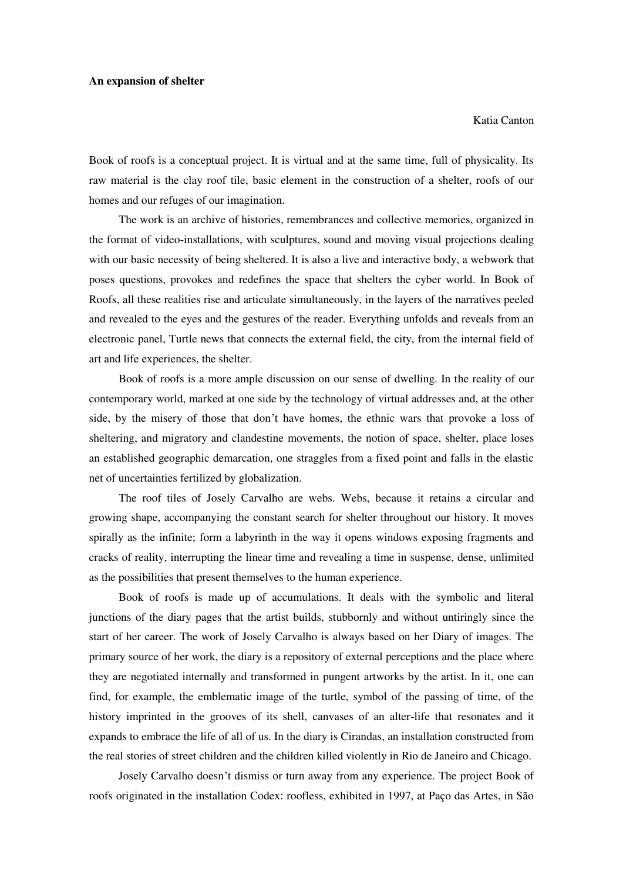**An expansion of shelter**

Katia Canton

Book of roofs is a conceptual project. It is virtual and at the same time, full of physicality. Its raw material is the clay roof tile, basic element in the construction of a shelter, roofs of our homes and our refuges of our imagination.

The work is an archive of histories, remembrances and collective memories, organized in the format of video-installations, with sculptures, sound and moving visual projections dealing with our basic necessity of being sheltered. It is also a live and interactive body, a webwork that poses questions, provokes and redefines the space that shelters the cyber world. In Book of Roofs, all these realities rise and articulate simultaneously, in the layers of the narratives peeled and revealed to the eyes and the gestures of the reader. Everything unfolds and reveals from an electronic panel, Turtle news that connects the external field, the city, from the internal field of art and life experiences, the shelter.

Book of roofs is a more ample discussion on our sense of dwelling. In the reality of our contemporary world, marked at one side by the technology of virtual addresses and, at the other side, by the misery of those that don't have homes, the ethnic wars that provoke a loss of sheltering, and migratory and clandestine movements, the notion of space, shelter, place loses an established geographic demarcation, one straggles from a fixed point and falls in the elastic net of uncertainties fertilized by globalization.

The roof tiles of Josely Carvalho are webs. Webs, because it retains a circular and growing shape, accompanying the constant search for shelter throughout our history. It moves spirally as the infinite; form a labyrinth in the way it opens windows exposing fragments and cracks of reality, interrupting the linear time and revealing a time in suspense, dense, unlimited as the possibilities that present themselves to the human experience.

Book of roofs is made up of accumulations. It deals with the symbolic and literal junctions of the diary pages that the artist builds, stubbornly and without untiringly since the start of her career. The work of Josely Carvalho is always based on her Diary of images. The primary source of her work, the diary is a repository of external perceptions and the place where they are negotiated internally and transformed in pungent artworks by the artist. In it, one can find, for example, the emblematic image of the turtle, symbol of the passing of time, of the history imprinted in the grooves of its shell, canvases of an alter-life that resonates and it expands to embrace the life of all of us. In the diary is Cirandas, an installation constructed from the real stories of street children and the children killed violently in Rio de Janeiro and Chicago.

Josely Carvalho doesn't dismiss or turn away from any experience. The project Book of roofs originated in the installation Codex: roofless, exhibited in 1997, at Paço das Artes, in São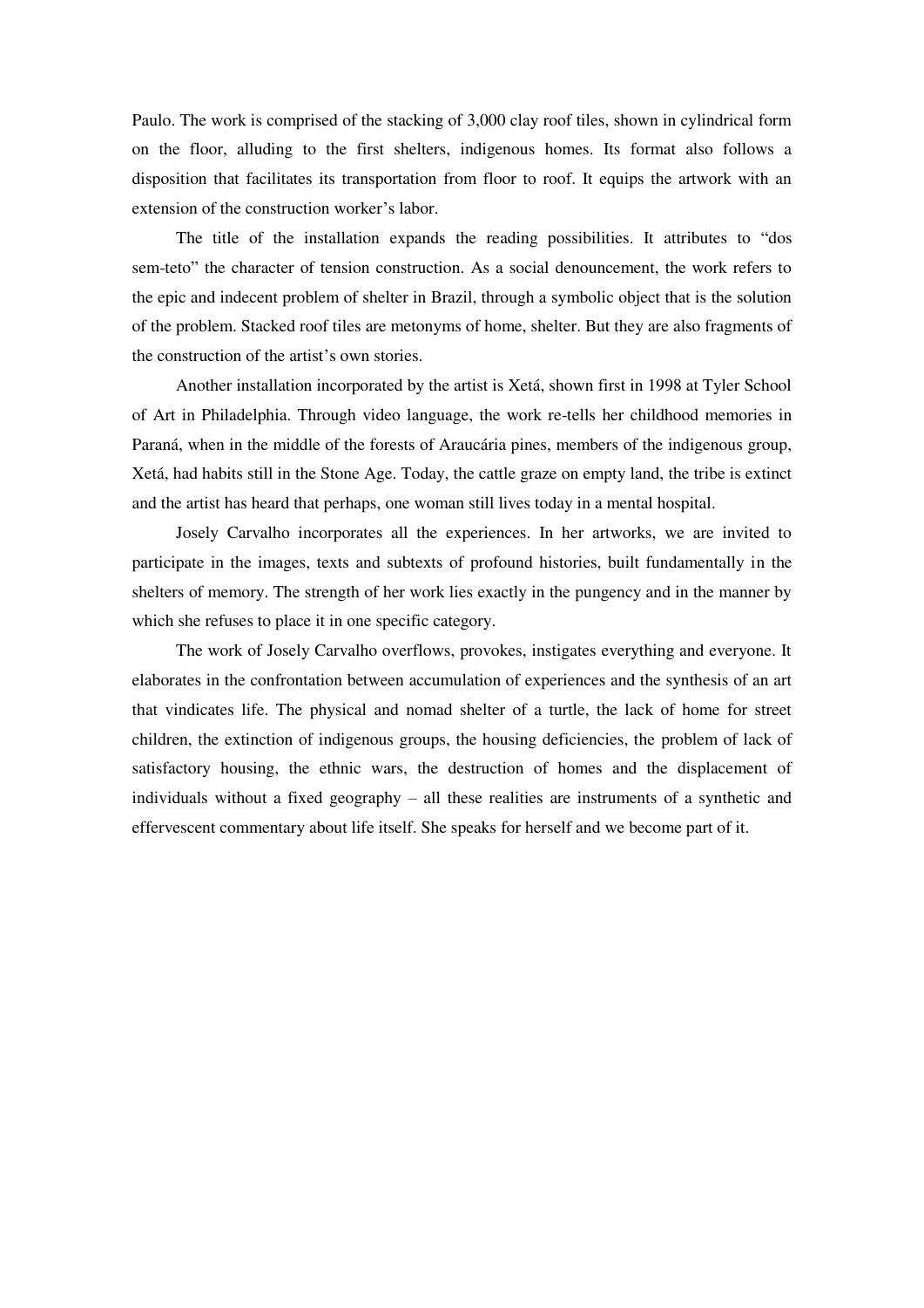Paulo. The work is comprised of the stacking of 3,000 clay roof tiles, shown in cylindrical form on the floor, alluding to the first shelters, indigenous homes. Its format also follows a disposition that facilitates its transportation from floor to roof. It equips the artwork with an extension of the construction worker's labor.

The title of the installation expands the reading possibilities. It attributes to "dos sem-teto" the character of tension construction. As a social denouncement, the work refers to the epic and indecent problem of shelter in Brazil, through a symbolic object that is the solution of the problem. Stacked roof tiles are metonyms of home, shelter. But they are also fragments of the construction of the artist's own stories.

Another installation incorporated by the artist is Xetá, shown first in 1998 at Tyler School of Art in Philadelphia. Through video language, the work re-tells her childhood memories in Paraná, when in the middle of the forests of Araucária pines, members of the indigenous group, Xetá, had habits still in the Stone Age. Today, the cattle graze on empty land, the tribe is extinct and the artist has heard that perhaps, one woman still lives today in a mental hospital.

Josely Carvalho incorporates all the experiences. In her artworks, we are invited to participate in the images, texts and subtexts of profound histories, built fundamentally in the shelters of memory. The strength of her work lies exactly in the pungency and in the manner by which she refuses to place it in one specific category.

The work of Josely Carvalho overflows, provokes, instigates everything and everyone. It elaborates in the confrontation between accumulation of experiences and the synthesis of an art that vindicates life. The physical and nomad shelter of a turtle, the lack of home for street children, the extinction of indigenous groups, the housing deficiencies, the problem of lack of satisfactory housing, the ethnic wars, the destruction of homes and the displacement of individuals without a fixed geography – all these realities are instruments of a synthetic and effervescent commentary about life itself. She speaks for herself and we become part of it.